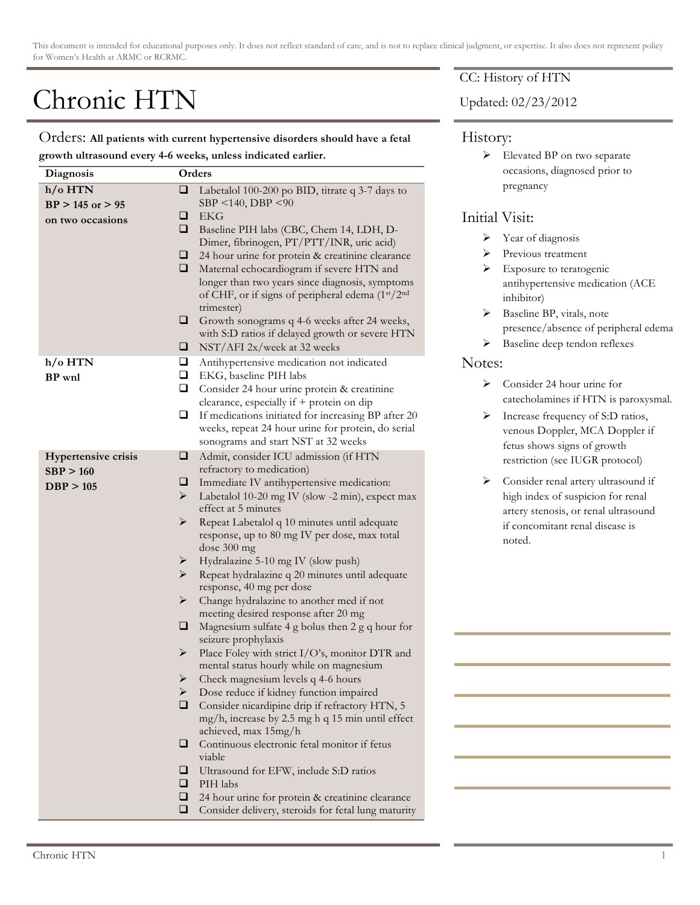This document is intended for educational purposes only. It does not reflect standard of care, and is not to replace clinical judgment, or expertise. It also does not represent policy for Women's Health at ARMC or RCRMC.

# Chronic HTN

CC: History of HTN

Updated: 02/23/2012

## Orders: **All patients with current hypertensive disorders should have a fetal growth ultrasound every 4-6 weeks, unless indicated earlier.**

| Diagnosis | Orders |
|---|---|
| **h/o HTN**<br>**BP > 145 or > 95**<br>**on two occasions** | ❑ Labetalol 100-200 po BID, titrate q 3-7 days to SBP <140, DBP <90<br>❑ EKG<br>❑ Baseline PIH labs (CBC, Chem 14, LDH, D-Dimer, fibrinogen, PT/PTT/INR, uric acid)<br>❑ 24 hour urine for protein & creatinine clearance<br>❑ Maternal echocardiogram if severe HTN and longer than two years since diagnosis, symptoms of CHF, or if signs of peripheral edema (1st/2nd trimester)<br>❑ Growth sonograms q 4-6 weeks after 24 weeks, with S:D ratios if delayed growth or severe HTN<br>❑ NST/AFI 2x/week at 32 weeks |
| **h/o HTN**<br>**BP wnl** | ❑ Antihypertensive medication not indicated<br>❑ EKG, baseline PIH labs<br>❑ Consider 24 hour urine protein & creatinine clearance, especially if + protein on dip<br>❑ If medications initiated for increasing BP after 20 weeks, repeat 24 hour urine for protein, do serial sonograms and start NST at 32 weeks |
| **Hypertensive crisis**<br>**SBP > 160**<br>**DBP > 105** | ❑ Admit, consider ICU admission (if HTN refractory to medication)<br>❑ Immediate IV antihypertensive medication:<br>➢ Labetalol 10-20 mg IV (slow -2 min), expect max effect at 5 minutes<br>➢ Repeat Labetalol q 10 minutes until adequate response, up to 80 mg IV per dose, max total dose 300 mg<br>➢ Hydralazine 5-10 mg IV (slow push)<br>➢ Repeat hydralazine q 20 minutes until adequate response, 40 mg per dose<br>➢ Change hydralazine to another med if not meeting desired response after 20 mg<br>❑ Magnesium sulfate 4 g bolus then 2 g q hour for seizure prophylaxis<br>➢ Place Foley with strict I/O's, monitor DTR and mental status hourly while on magnesium<br>➢ Check magnesium levels q 4-6 hours<br>➢ Dose reduce if kidney function impaired<br>❑ Consider nicardipine drip if refractory HTN, 5 mg/h, increase by 2.5 mg h q 15 min until effect achieved, max 15mg/h<br>❑ Continuous electronic fetal monitor if fetus viable<br>❑ Ultrasound for EFW, include S:D ratios<br>❑ PIH labs<br>❑ 24 hour urine for protein & creatinine clearance<br>❑ Consider delivery, steroids for fetal lung maturity |

## History:

- Elevated BP on two separate occasions, diagnosed prior to pregnancy

## Initial Visit:

- Year of diagnosis
- Previous treatment
- Exposure to teratogenic antihypertensive medication (ACE inhibitor)
- Baseline BP, vitals, note presence/absence of peripheral edema
- Baseline deep tendon reflexes

## Notes:

- Consider 24 hour urine for catecholamines if HTN is paroxysmal.
- Increase frequency of S:D ratios, venous Doppler, MCA Doppler if fetus shows signs of growth restriction (see IUGR protocol)
- Consider renal artery ultrasound if high index of suspicion for renal artery stenosis, or renal ultrasound if concomitant renal disease is noted.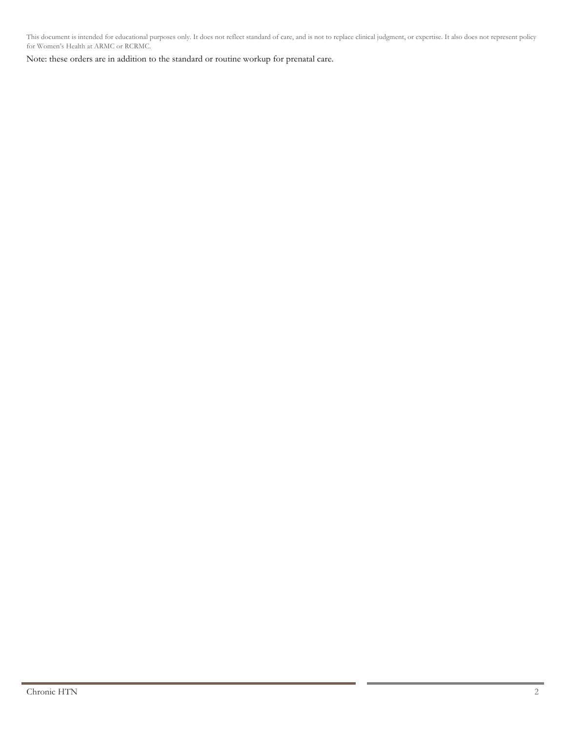This document is intended for educational purposes only. It does not reflect standard of care, and is not to replace clinical judgment, or expertise. It also does not represent policy for Women's Health at ARMC or RCRMC.

Note: these orders are in addition to the standard or routine workup for prenatal care.